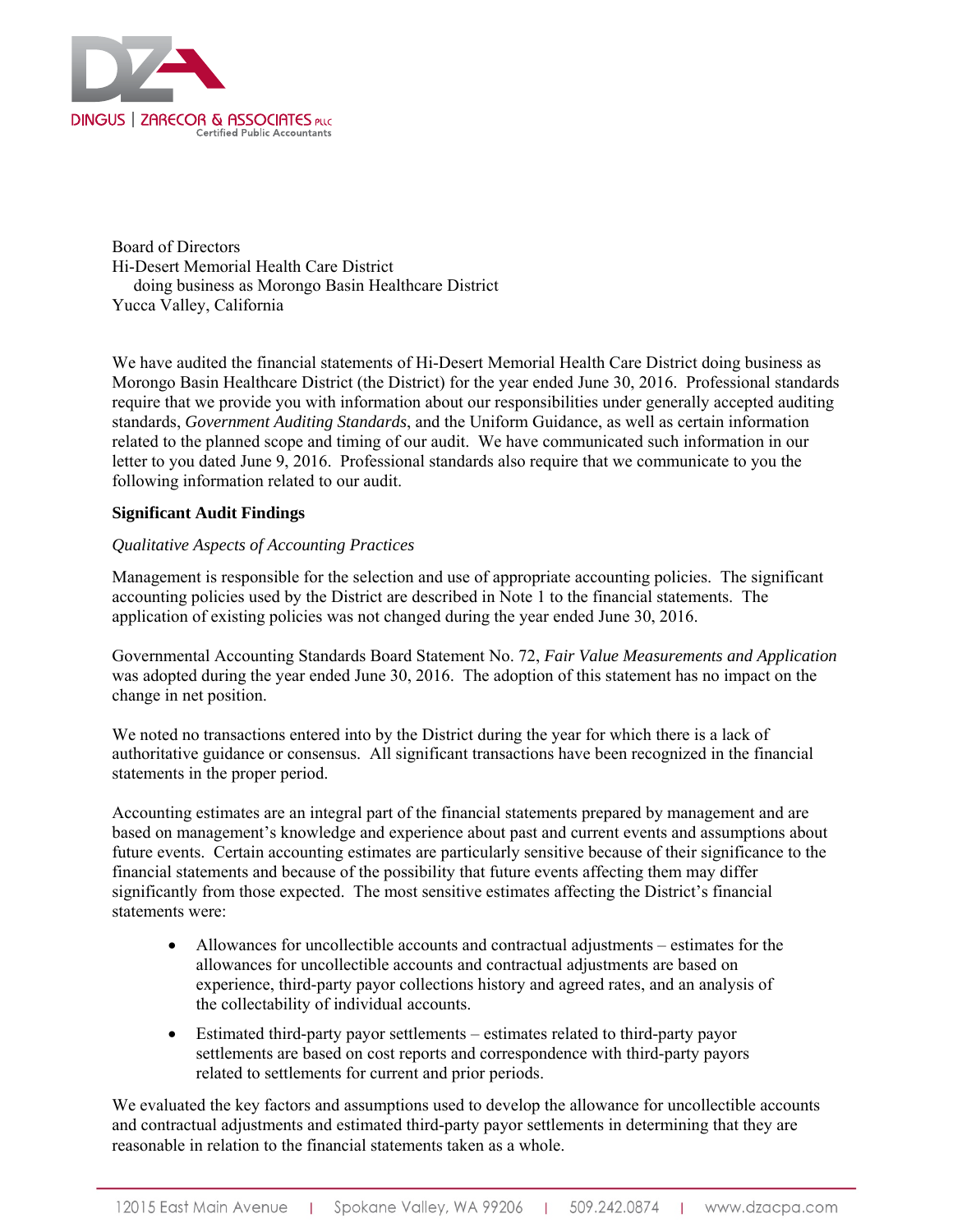Board of Directors
Hi-Desert Memorial Health Care District
doing business as Morongo Basin Healthcare District
Yucca Valley, California

We have audited the financial statements of Hi-Desert Memorial Health Care District doing business as Morongo Basin Healthcare District (the District) for the year ended June 30, 2016. Professional standards require that we provide you with information about our responsibilities under generally accepted auditing standards, *Government Auditing Standards*, and the Uniform Guidance, as well as certain information related to the planned scope and timing of our audit. We have communicated such information in our letter to you dated June 9, 2016. Professional standards also require that we communicate to you the following information related to our audit.

**Significant Audit Findings**

*Qualitative Aspects of Accounting Practices*

Management is responsible for the selection and use of appropriate accounting policies. The significant accounting policies used by the District are described in Note 1 to the financial statements. The application of existing policies was not changed during the year ended June 30, 2016.

Governmental Accounting Standards Board Statement No. 72, *Fair Value Measurements and Application* was adopted during the year ended June 30, 2016. The adoption of this statement has no impact on the change in net position.

We noted no transactions entered into by the District during the year for which there is a lack of authoritative guidance or consensus. All significant transactions have been recognized in the financial statements in the proper period.

Accounting estimates are an integral part of the financial statements prepared by management and are based on management's knowledge and experience about past and current events and assumptions about future events. Certain accounting estimates are particularly sensitive because of their significance to the financial statements and because of the possibility that future events affecting them may differ significantly from those expected. The most sensitive estimates affecting the District's financial statements were:

- Allowances for uncollectible accounts and contractual adjustments – estimates for the allowances for uncollectible accounts and contractual adjustments are based on experience, third-party payor collections history and agreed rates, and an analysis of the collectability of individual accounts.
- Estimated third-party payor settlements – estimates related to third-party payor settlements are based on cost reports and correspondence with third-party payors related to settlements for current and prior periods.

We evaluated the key factors and assumptions used to develop the allowance for uncollectible accounts and contractual adjustments and estimated third-party payor settlements in determining that they are reasonable in relation to the financial statements taken as a whole.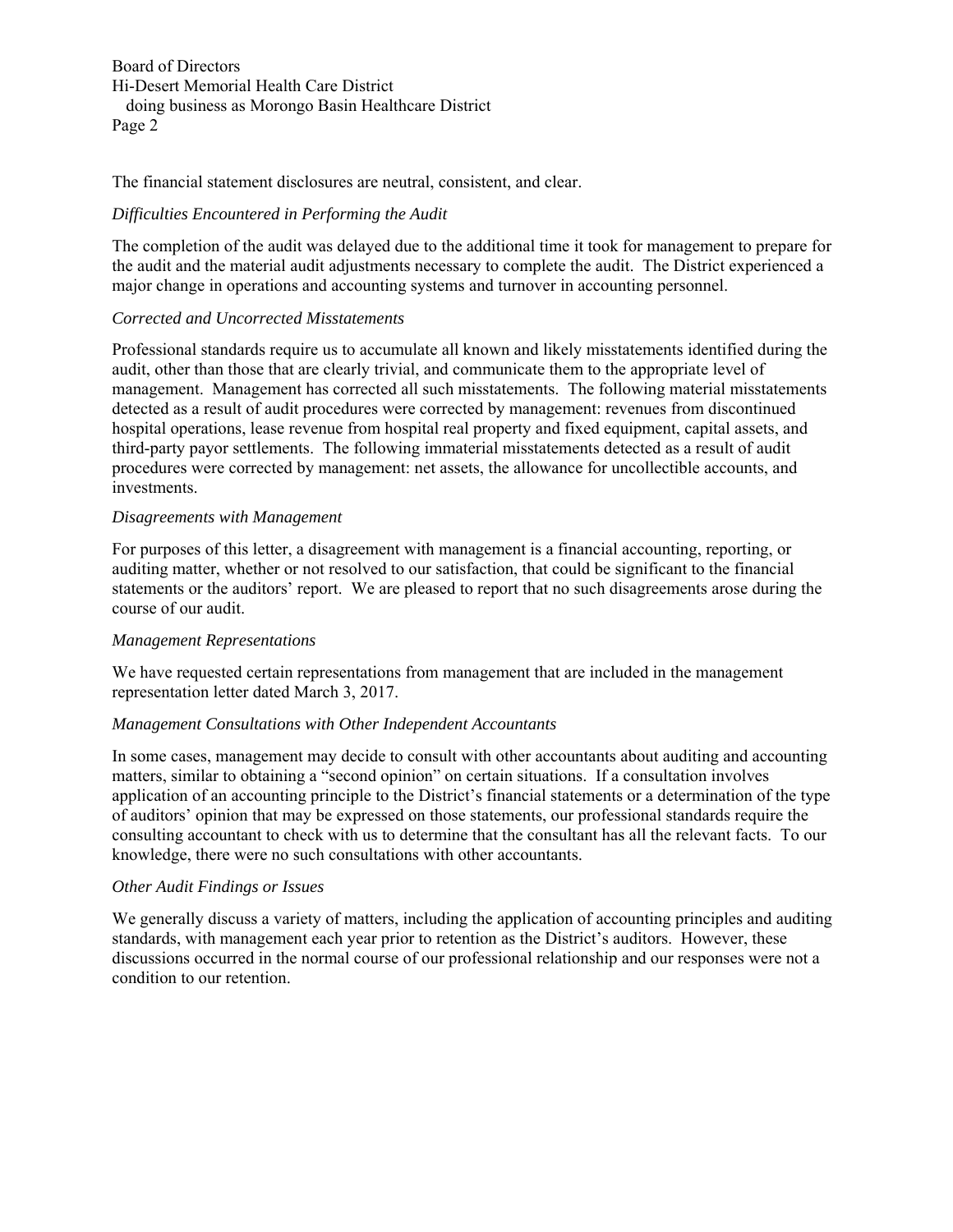The financial statement disclosures are neutral, consistent, and clear.

*Difficulties Encountered in Performing the Audit*

The completion of the audit was delayed due to the additional time it took for management to prepare for the audit and the material audit adjustments necessary to complete the audit. The District experienced a major change in operations and accounting systems and turnover in accounting personnel.

*Corrected and Uncorrected Misstatements*

Professional standards require us to accumulate all known and likely misstatements identified during the audit, other than those that are clearly trivial, and communicate them to the appropriate level of management. Management has corrected all such misstatements. The following material misstatements detected as a result of audit procedures were corrected by management: revenues from discontinued hospital operations, lease revenue from hospital real property and fixed equipment, capital assets, and third-party payor settlements. The following immaterial misstatements detected as a result of audit procedures were corrected by management: net assets, the allowance for uncollectible accounts, and investments.

*Disagreements with Management*

For purposes of this letter, a disagreement with management is a financial accounting, reporting, or auditing matter, whether or not resolved to our satisfaction, that could be significant to the financial statements or the auditors' report. We are pleased to report that no such disagreements arose during the course of our audit.

*Management Representations*

We have requested certain representations from management that are included in the management representation letter dated March 3, 2017.

*Management Consultations with Other Independent Accountants*

In some cases, management may decide to consult with other accountants about auditing and accounting matters, similar to obtaining a "second opinion" on certain situations. If a consultation involves application of an accounting principle to the District's financial statements or a determination of the type of auditors' opinion that may be expressed on those statements, our professional standards require the consulting accountant to check with us to determine that the consultant has all the relevant facts. To our knowledge, there were no such consultations with other accountants.

*Other Audit Findings or Issues*

We generally discuss a variety of matters, including the application of accounting principles and auditing standards, with management each year prior to retention as the District's auditors. However, these discussions occurred in the normal course of our professional relationship and our responses were not a condition to our retention.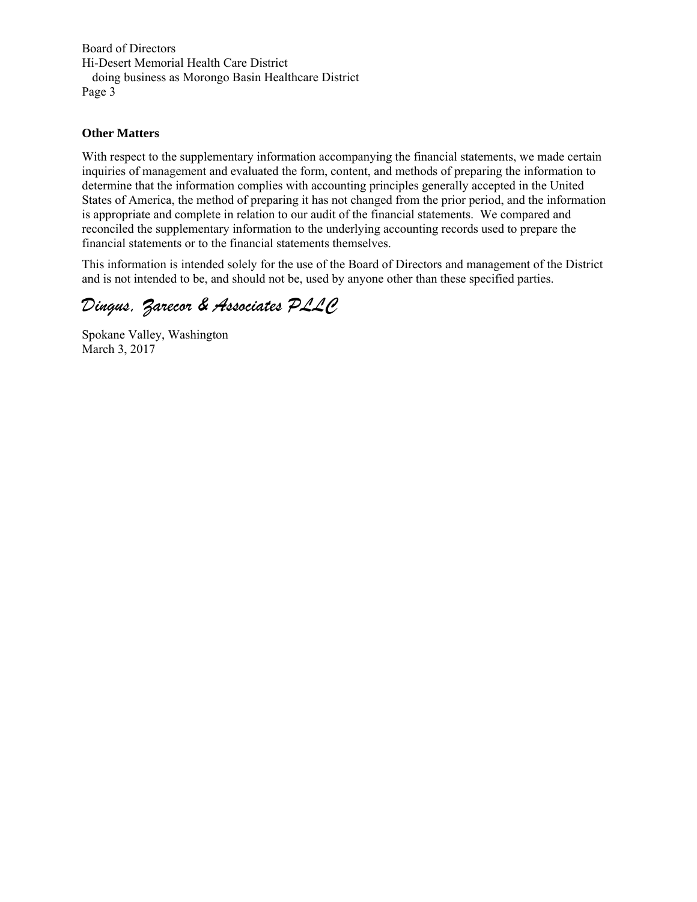Board of Directors
Hi-Desert Memorial Health Care District
doing business as Morongo Basin Healthcare District

## Other Matters

With respect to the supplementary information accompanying the financial statements, we made certain inquiries of management and evaluated the form, content, and methods of preparing the information to determine that the information complies with accounting principles generally accepted in the United States of America, the method of preparing it has not changed from the prior period, and the information is appropriate and complete in relation to our audit of the financial statements. We compared and reconciled the supplementary information to the underlying accounting records used to prepare the financial statements or to the financial statements themselves.

This information is intended solely for the use of the Board of Directors and management of the District and is not intended to be, and should not be, used by anyone other than these specified parties.

*Dingus, Zarecor & Associates PLLC*

Spokane Valley, Washington
March 3, 2017